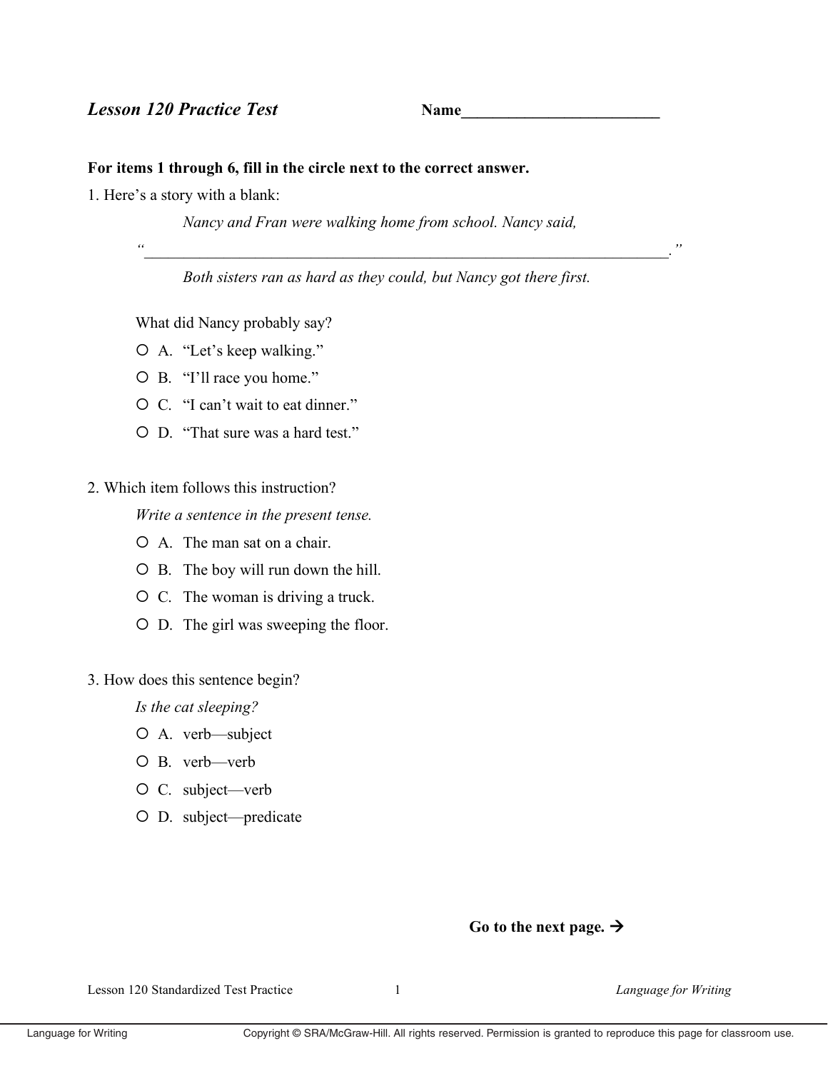## *Lesson 120 Practice Test*

**Name__________________________**

**For items 1 through 6, fill in the circle next to the correct answer.**

1. Here's a story with a blank:

> *Nancy and Fran were walking home from school. Nancy said,*
>
> *"______________________________________________________________________."*
>
> *Both sisters ran as hard as they could, but Nancy got there first.*

What did Nancy probably say?

- ○ A. "Let's keep walking."
- ○ B. "I'll race you home."
- ○ C. "I can't wait to eat dinner."
- ○ D. "That sure was a hard test."

2. Which item follows this instruction?

*Write a sentence in the present tense.*

- ○ A. The man sat on a chair.
- ○ B. The boy will run down the hill.
- ○ C. The woman is driving a truck.
- ○ D. The girl was sweeping the floor.

3. How does this sentence begin?

*Is the cat sleeping?*

- ○ A. verb—subject
- ○ B. verb—verb
- ○ C. subject—verb
- ○ D. subject—predicate

**Go to the next page. →**

Copyright © SRA/McGraw-Hill. All rights reserved. Permission is granted to reproduce this page for classroom use.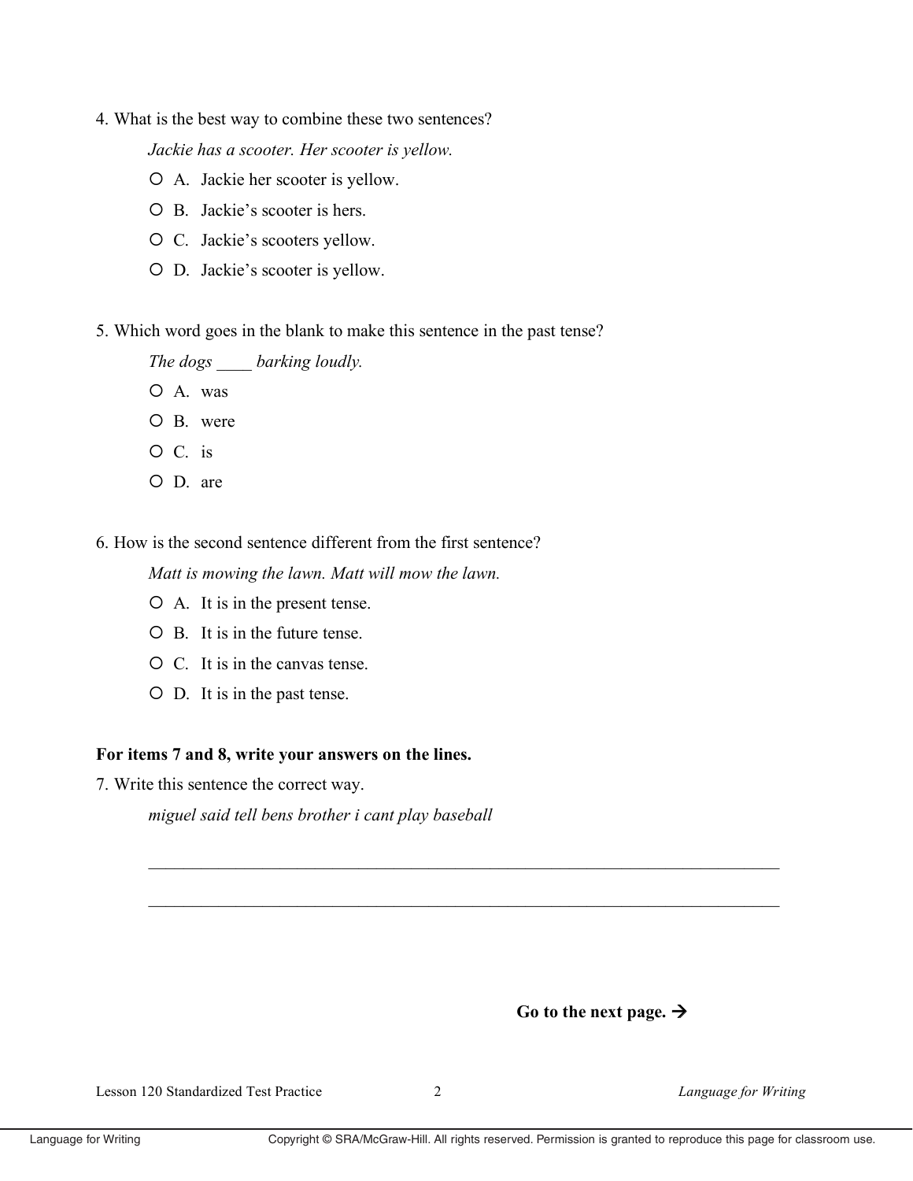4. What is the best way to combine these two sentences?

*Jackie has a scooter. Her scooter is yellow.*

- ○ A. Jackie her scooter is yellow.
- ○ B. Jackie's scooter is hers.
- ○ C. Jackie's scooters yellow.
- ○ D. Jackie's scooter is yellow.

5. Which word goes in the blank to make this sentence in the past tense?

*The dogs ____ barking loudly.*

- ○ A. was
- ○ B. were
- ○ C. is
- ○ D. are

6. How is the second sentence different from the first sentence?

*Matt is mowing the lawn. Matt will mow the lawn.*

- ○ A. It is in the present tense.
- ○ B. It is in the future tense.
- ○ C. It is in the canvas tense.
- ○ D. It is in the past tense.

**For items 7 and 8, write your answers on the lines.**

7. Write this sentence the correct way.

*miguel said tell bens brother i cant play baseball*

_______________________________________________________________________________

_______________________________________________________________________________

**Go to the next page. →**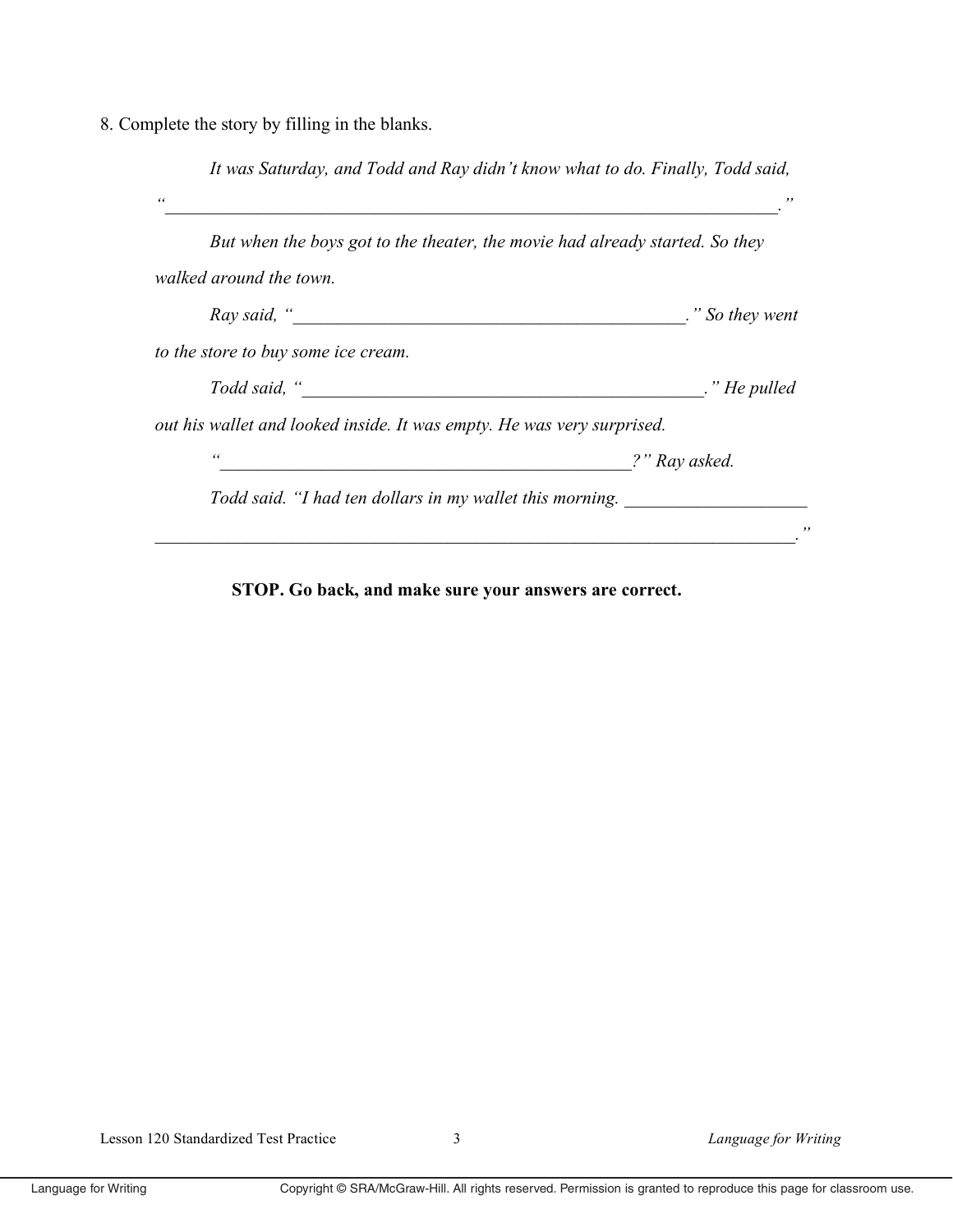8. Complete the story by filling in the blanks.

*It was Saturday, and Todd and Ray didn't know what to do. Finally, Todd said,*

*"\_\_\_\_\_\_\_\_\_\_\_\_\_\_\_\_\_\_\_\_\_\_\_\_\_\_\_\_\_\_\_\_\_\_\_\_\_\_\_\_\_\_\_\_\_\_\_\_\_\_\_\_\_\_\_\_\_\_\_\_\_\_\_\_\_\_\_\_\_\_\_\_."*

*But when the boys got to the theater, the movie had already started. So they walked around the town.*

*Ray said, "\_\_\_\_\_\_\_\_\_\_\_\_\_\_\_\_\_\_\_\_\_\_\_\_\_\_\_\_\_\_\_\_\_\_\_\_\_\_\_\_\_\_\_\_\_\_\_\_\_." So they went to the store to buy some ice cream.*

*Todd said, "\_\_\_\_\_\_\_\_\_\_\_\_\_\_\_\_\_\_\_\_\_\_\_\_\_\_\_\_\_\_\_\_\_\_\_\_\_\_\_\_\_\_\_\_\_\_\_\_\_\_." He pulled out his wallet and looked inside. It was empty. He was very surprised.*

*"\_\_\_\_\_\_\_\_\_\_\_\_\_\_\_\_\_\_\_\_\_\_\_\_\_\_\_\_\_\_\_\_\_\_\_\_\_\_\_\_\_\_\_\_\_\_\_\_\_?" Ray asked.*

*Todd said. "I had ten dollars in my wallet this morning. \_\_\_\_\_\_\_\_\_\_\_\_\_\_\_\_\_\_\_\_\_\_*

*\_\_\_\_\_\_\_\_\_\_\_\_\_\_\_\_\_\_\_\_\_\_\_\_\_\_\_\_\_\_\_\_\_\_\_\_\_\_\_\_\_\_\_\_\_\_\_\_\_\_\_\_\_\_\_\_\_\_\_\_\_\_\_\_\_\_\_\_\_\_\_\_\_\_\_\_\_\_."*

**STOP. Go back, and make sure your answers are correct.**